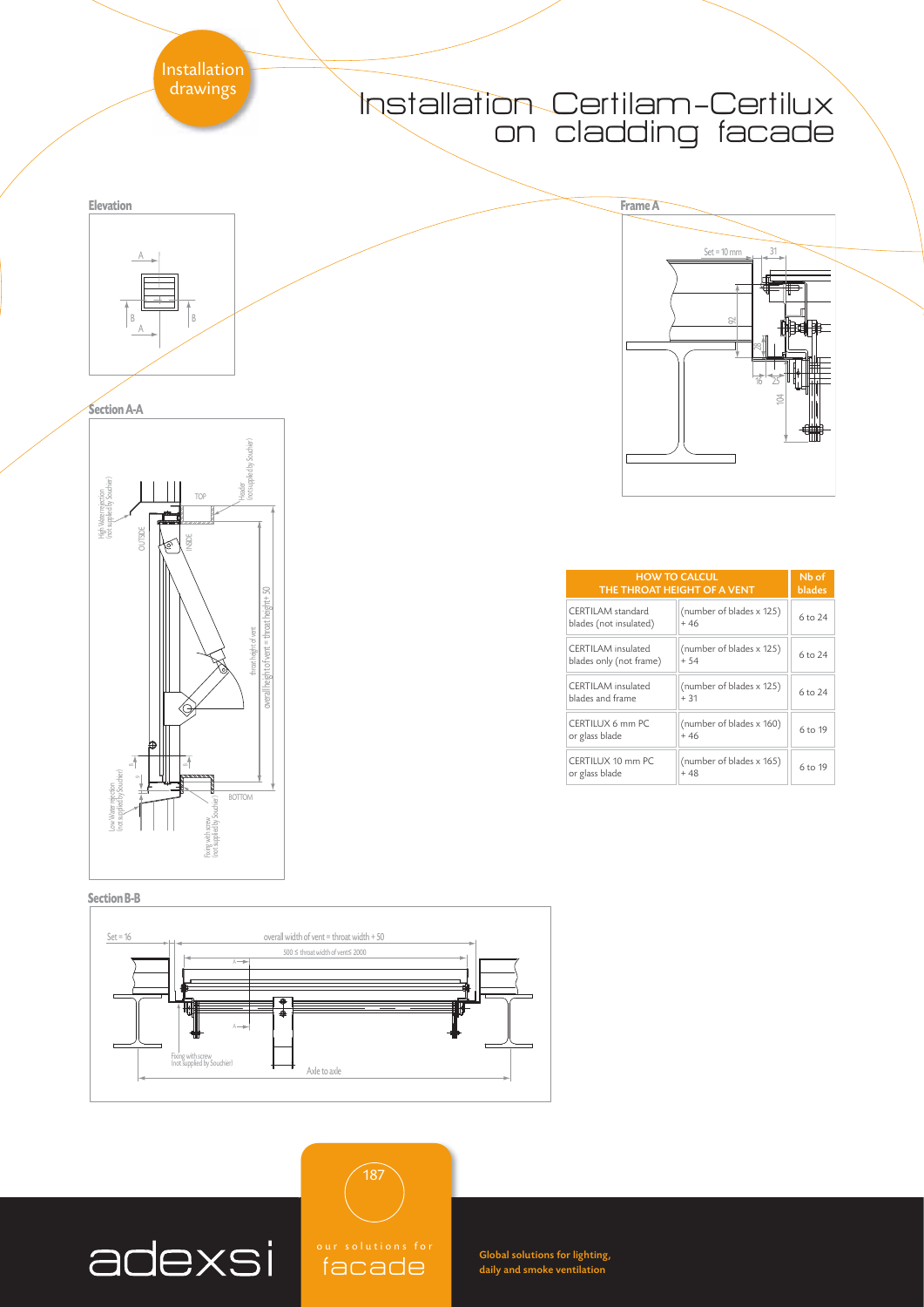Installation drawings

# Installation Certilam-Certilux on cladding facade

**Elevation**

**Section A-A**

TOP

OUTSIDE

INSIDE

High Water rejection (not supplied by Souchier)

Header (not supplied by Souchier)

throat height of vent

overall height of vent = throat height + 50

Low Water rejection (not supplied by Souchier)

Fixing with screw (not supplied by Souchier)

BOTTOM

**Section B-B**

Set = 16

overall width of vent = throat width + 50

500 ≤ throat width of vent ≤ 2000

Fixing with screw (not supplied by Souchier)

Axle to axle

**Frame A**

Set = 10 mm

31

92

28

16

25

104

| HOW TO CALCUL THE THROAT HEIGHT OF A VENT | | Nb of blades |
|---|---|---|
| CERTILAM standard blades (not insulated) | (number of blades x 125) + 46 | 6 to 24 |
| CERTILAM insulated blades only (not frame) | (number of blades x 125) + 54 | 6 to 24 |
| CERTILAM insulated blades and frame | (number of blades x 125) + 31 | 6 to 24 |
| CERTILUX 6 mm PC or glass blade | (number of blades x 160) + 46 | 6 to 19 |
| CERTILUX 10 mm PC or glass blade | (number of blades x 165) + 48 | 6 to 19 |

adexsi

our solutions for facade

Global solutions for lighting, daily and smoke ventilation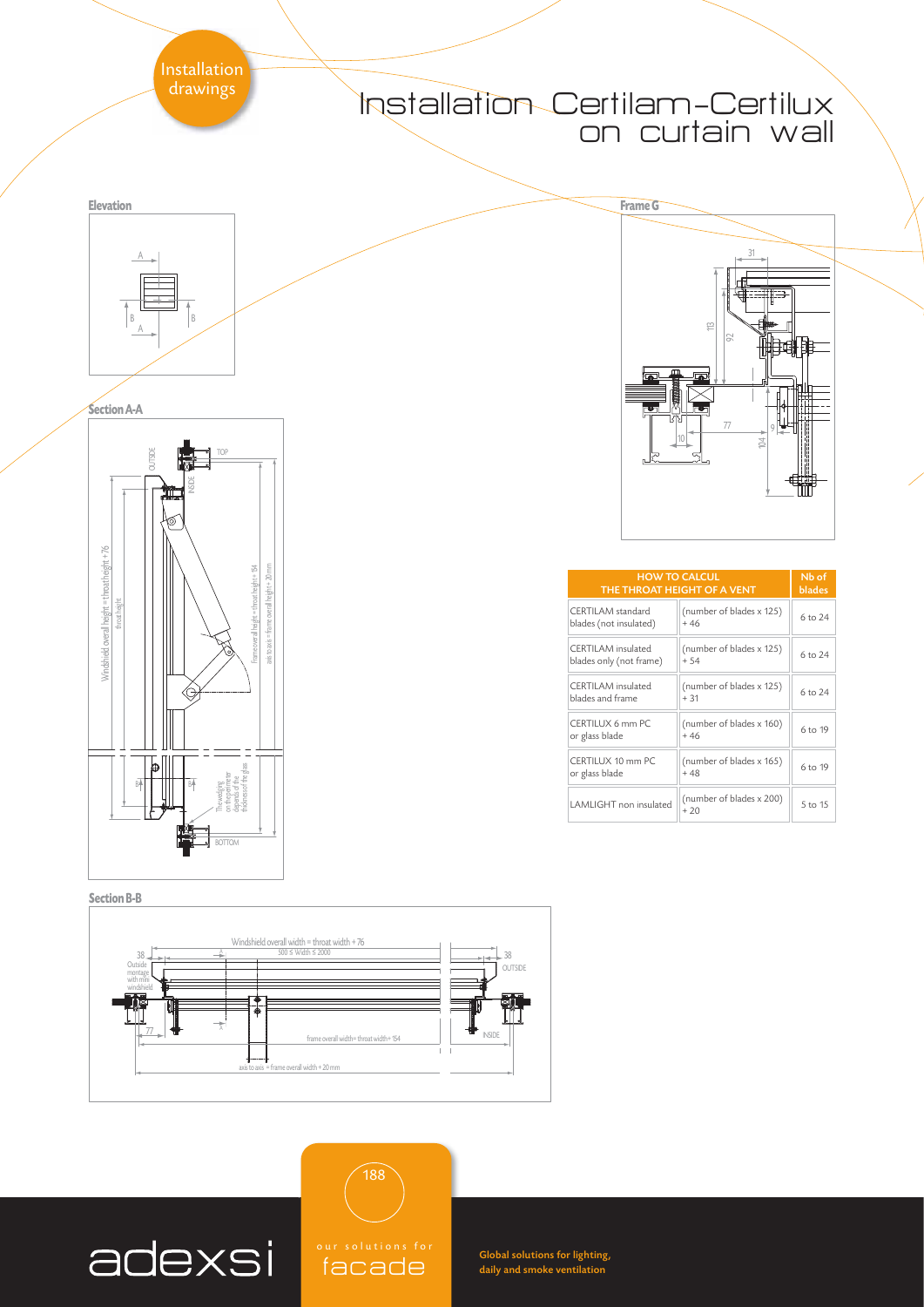Installation drawings

# Installation Certilam-Certilux on curtain wall

**Elevation**

**Frame G**

**Section A-A**

**Section B-B**

| HOW TO CALCUL THE THROAT HEIGHT OF A VENT | | Nb of blades |
|---|---|---|
| CERTILAM standard blades (not insulated) | (number of blades x 125) + 46 | 6 to 24 |
| CERTILAM insulated blades only (not frame) | (number of blades x 125) + 54 | 6 to 24 |
| CERTILAM insulated blades and frame | (number of blades x 125) + 31 | 6 to 24 |
| CERTILUX 6 mm PC or glass blade | (number of blades x 160) + 46 | 6 to 19 |
| CERTILUX 10 mm PC or glass blade | (number of blades x 165) + 48 | 6 to 19 |
| LAMLIGHT non insulated | (number of blades x 200) + 20 | 5 to 15 |

adexsi

our solutions for facade

**Global solutions for lighting, daily and smoke ventilation**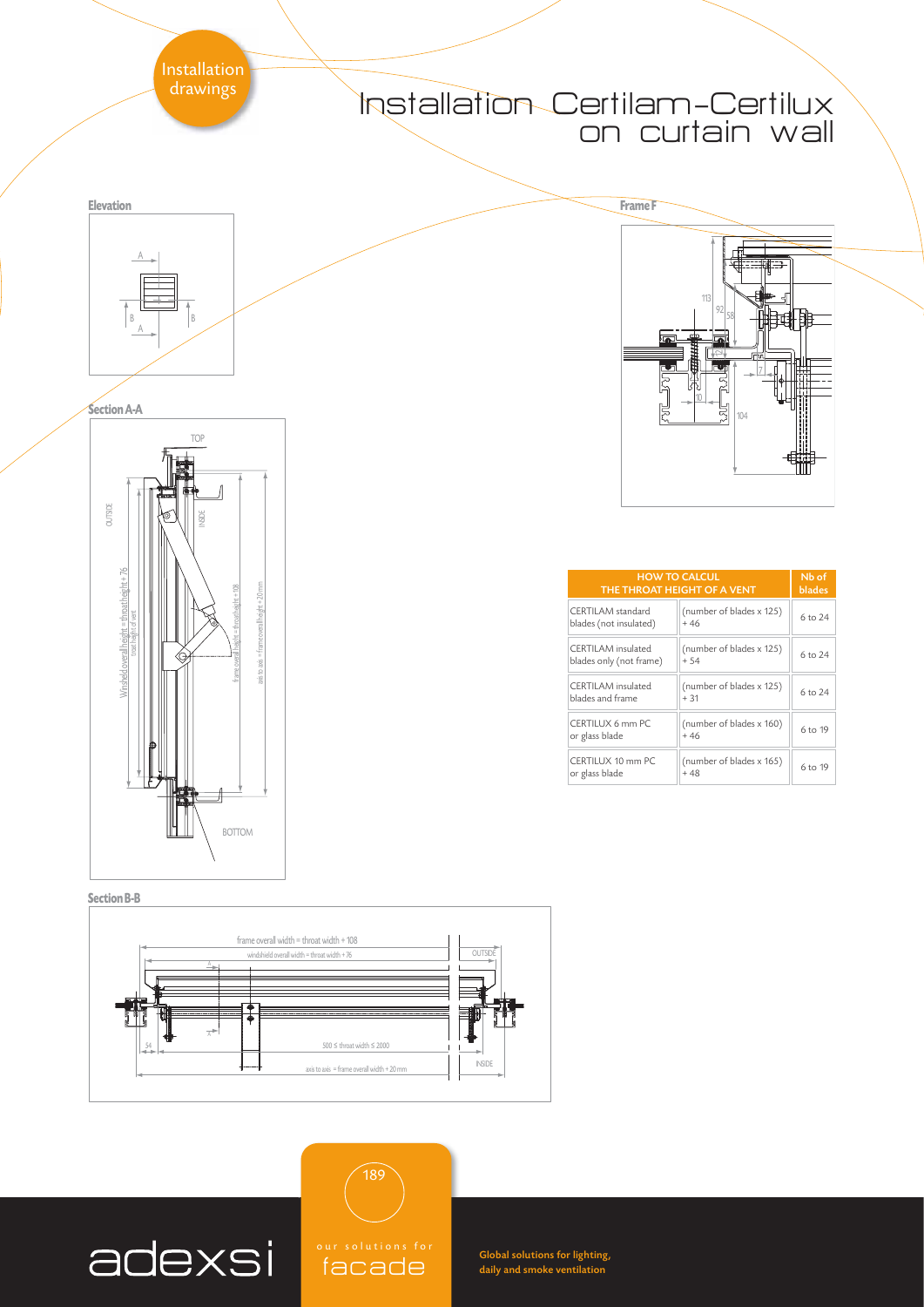# Installation Certilam-Certilux on curtain wall

Installation drawings

**Elevation**

**Frame F**

**Section A-A**

**Section B-B**

| HOW TO CALCUL THE THROAT HEIGHT OF A VENT | | Nb of blades |
|---|---|---|
| CERTILAM standard blades (not insulated) | (number of blades x 125) + 46 | 6 to 24 |
| CERTILAM insulated blades only (not frame) | (number of blades x 125) + 54 | 6 to 24 |
| CERTILAM insulated blades and frame | (number of blades x 125) + 31 | 6 to 24 |
| CERTILUX 6 mm PC or glass blade | (number of blades x 160) + 46 | 6 to 19 |
| CERTILUX 10 mm PC or glass blade | (number of blades x 165) + 48 | 6 to 19 |

adexsi

our solutions for facade

Global solutions for lighting, daily and smoke ventilation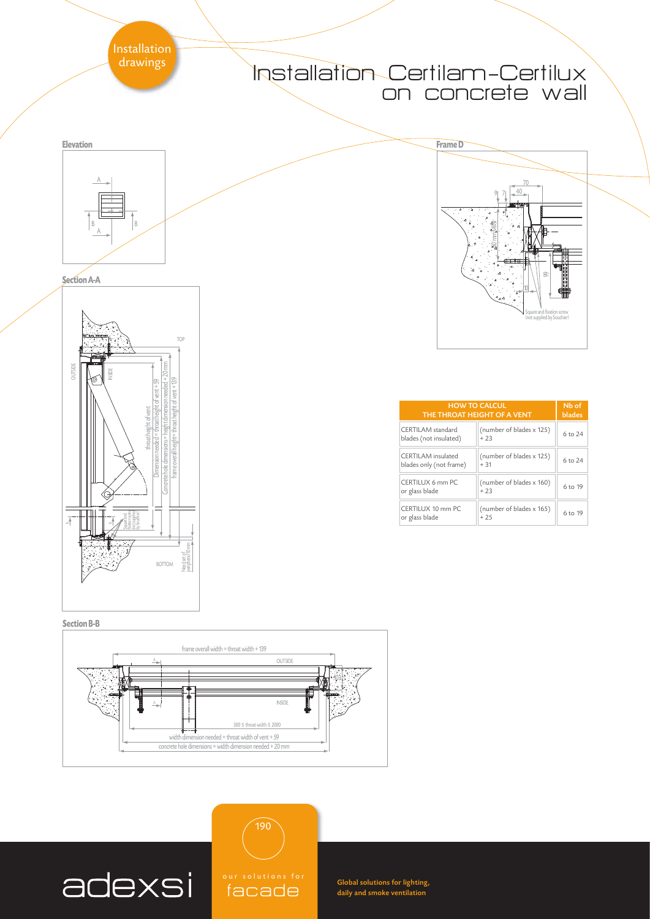Installation drawings

# Installation Certilam-Certilux on concrete wall

**Elevation**

A
A
B
B

**Section A-A**

TOP
OUTSIDE
INSIDE
throat height of vent
Dimension needed = throat height of vent + 59
Concrete hole dimensions = height dimension needed + 20 mm
frame overall height = throat height of vent + 139
Square and fixation screw (not supplied by Souchier)
BOTTOM
Need set of peripheral 10 mm

**Section B-B**

frame overall width = throat width + 139
OUTSIDE
INSIDE
500 ≤ throat width ≤ 2000
width dimension needed = throat width of vent + 59
concrete hole dimensions = width dimension needed + 20 mm

**Frame D**

70
40
9
7
20 mm max
99
10
Square and fixation screw (not supplied by Souchier)

| HOW TO CALCUL THE THROAT HEIGHT OF A VENT | | Nb of blades |
|---|---|---|
| CERTILAM standard blades (not insulated) | (number of blades x 125) + 23 | 6 to 24 |
| CERTILAM insulated blades only (not frame) | (number of blades x 125) + 31 | 6 to 24 |
| CERTILUX 6 mm PC or glass blade | (number of blades x 160) + 23 | 6 to 19 |
| CERTILUX 10 mm PC or glass blade | (number of blades x 165) + 25 | 6 to 19 |

adexsi

our solutions for facade

Global solutions for lighting, daily and smoke ventilation